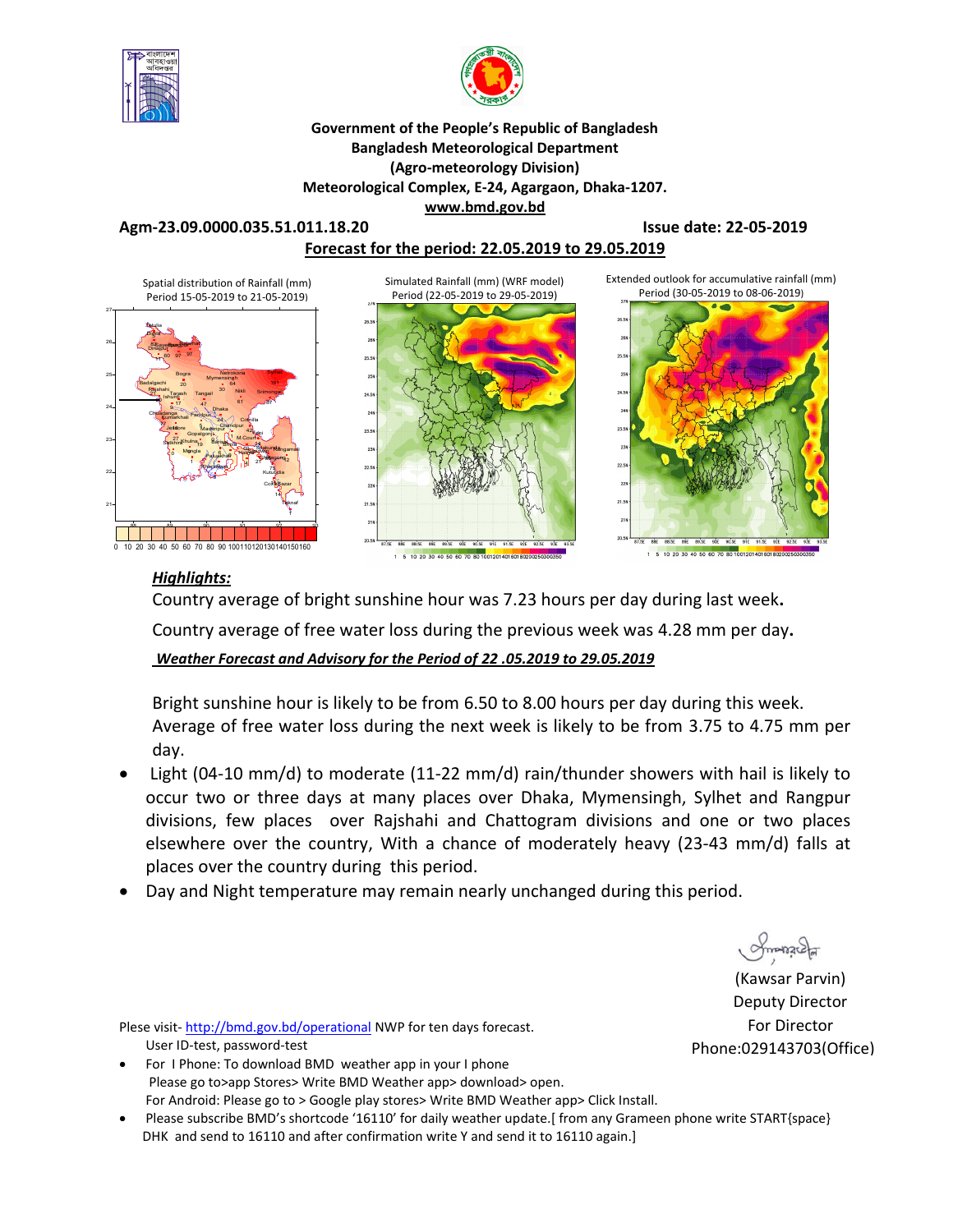**Government of the People's Republic of Bangladesh**
**Bangladesh Meteorological Department**
**(Agro-meteorology Division)**
**Meteorological Complex, E-24, Agargaon, Dhaka-1207.**
**www.bmd.gov.bd**

**Agm-23.09.0000.035.51.011.18.20** **Issue date: 22-05-2019**

**Forecast for the period: 22.05.2019 to 29.05.2019**

Spatial distribution of Rainfall (mm) Period 15-05-2019 to 21-05-2019)

Simulated Rainfall (mm) (WRF model) Period (22-05-2019 to 29-05-2019)

Extended outlook for accumulative rainfall (mm) Period (30-05-2019 to 08-06-2019)

### *Highlights:*

Country average of bright sunshine hour was 7.23 hours per day during last week**.**

Country average of free water loss during the previous week was 4.28 mm per day**.**

***Weather Forecast and Advisory for the Period of 22 .05.2019 to 29.05.2019***

Bright sunshine hour is likely to be from 6.50 to 8.00 hours per day during this week.
Average of free water loss during the next week is likely to be from 3.75 to 4.75 mm per day.

- Light (04-10 mm/d) to moderate (11-22 mm/d) rain/thunder showers with hail is likely to occur two or three days at many places over Dhaka, Mymensingh, Sylhet and Rangpur divisions, few places over Rajshahi and Chattogram divisions and one or two places elsewhere over the country, With a chance of moderately heavy (23-43 mm/d) falls at places over the country during this period.
- Day and Night temperature may remain nearly unchanged during this period.

(Kawsar Parvin)
Deputy Director
For Director
Phone:029143703(Office)

Plese visit- http://bmd.gov.bd/operational NWP for ten days forecast.
User ID-test, password-test

- For I Phone: To download BMD weather app in your I phone
  Please go to>app Stores> Write BMD Weather app> download> open.
  For Android: Please go to > Google play stores> Write BMD Weather app> Click Install.
- Please subscribe BMD's shortcode '16110' for daily weather update.[ from any Grameen phone write START{space} DHK and send to 16110 and after confirmation write Y and send it to 16110 again.]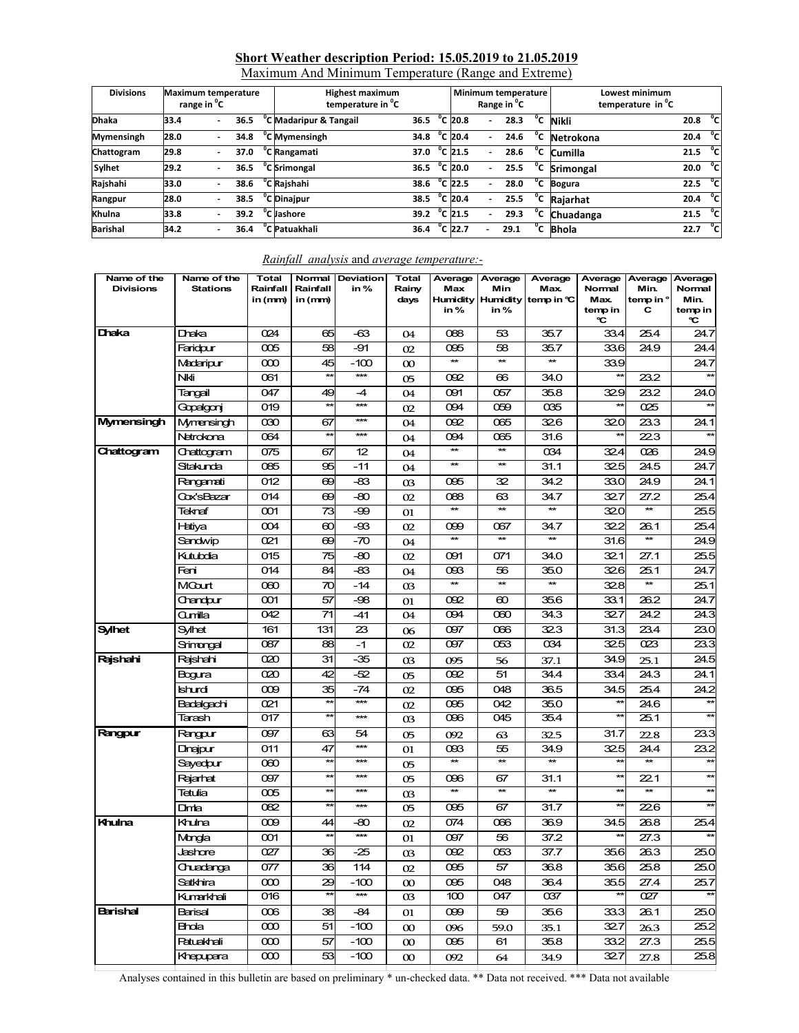## Short Weather description Period: 15.05.2019 to 21.05.2019

Maximum And Minimum Temperature (Range and Extreme)

| Divisions | Maximum temperature range in °C | Highest maximum temperature in °C | | Minimum temperature Range in °C | Lowest minimum temperature in °C | |
|---|---|---|---|---|---|---|
| Dhaka | 33.4 - 36.5 °C | Madaripur & Tangail | 36.5 °C | 20.8 - 28.3 °C | Nikli | 20.8 °C |
| Mymensingh | 28.0 - 34.8 °C | Mymensingh | 34.8 °C | 20.4 - 24.6 °C | Netrokona | 20.4 °C |
| Chattogram | 29.8 - 37.0 °C | Rangamati | 37.0 °C | 21.5 - 28.6 °C | Cumilla | 21.5 °C |
| Sylhet | 29.2 - 36.5 °C | Srimongal | 36.5 °C | 20.0 - 25.5 °C | Srimongal | 20.0 °C |
| Rajshahi | 33.0 - 38.6 °C | Rajshahi | 38.6 °C | 22.5 - 28.0 °C | Bogura | 22.5 °C |
| Rangpur | 28.0 - 38.5 °C | Dinajpur | 38.5 °C | 20.4 - 25.5 °C | Rajarhat | 20.4 °C |
| Khulna | 33.8 - 39.2 °C | Jashore | 39.2 °C | 21.5 - 29.3 °C | Chuadanga | 21.5 °C |
| Barishal | 34.2 - 36.4 °C | Patuakhali | 36.4 °C | 22.7 - 29.1 °C | Bhola | 22.7 °C |

*Rainfall analysis* and *average temperature*:-

| Name of the Divisions | Name of the Stations | Total Rainfall in (mm) | Normal Rainfall in (mm) | Deviation in % | Total Rainy days | Average Max Humidity in % | Average Min Humidity in % | Average Max. temp in °C | Average Normal Max. temp in °C | Average Min. temp in °C | Average Normal Min. temp in °C |
|---|---|---|---|---|---|---|---|---|---|---|---|
| Dhaka | Dhaka | 024 | 65 | -63 | 04 | 088 | 53 | 35.7 | 33.4 | 25.4 | 24.7 |
| | Faridpur | 005 | 58 | -91 | 02 | 095 | 58 | 35.7 | 33.6 | 24.9 | 24.4 |
| | Madaripur | 000 | 45 | -100 | 00 | ** | ** | ** | 33.9 | | 24.7 |
| | Nikli | 061 | ** | *** | 05 | 092 | 66 | 34.0 | ** | 23.2 | ** |
| | Tangail | 047 | 49 | -4 | 04 | 091 | 057 | 35.8 | 32.9 | 23.2 | 24.0 |
| | Gopalgonj | 019 | ** | *** | 02 | 094 | 059 | 035 | ** | 025 | ** |
| Mymensingh | Mymensingh | 030 | 67 | *** | 04 | 092 | 065 | 32.6 | 32.0 | 23.3 | 24.1 |
| | Netrokona | 064 | ** | *** | 04 | 094 | 065 | 31.6 | ** | 22.3 | ** |
| Chattogram | Chattogram | 075 | 67 | 12 | 04 | ** | ** | 034 | 32.4 | 026 | 24.9 |
| | Sitakunda | 085 | 95 | -11 | 04 | ** | ** | 31.1 | 32.5 | 24.5 | 24.7 |
| | Rangamati | 012 | 69 | -83 | 03 | 095 | 32 | 34.2 | 33.0 | 24.9 | 24.1 |
| | Cox'sBazar | 014 | 69 | -80 | 02 | 088 | 63 | 34.7 | 32.7 | 27.2 | 25.4 |
| | Teknaf | 001 | 73 | -99 | 01 | ** | ** | ** | 32.0 | ** | 25.5 |
| | Hatiya | 004 | 60 | -93 | 02 | 099 | 067 | 34.7 | 32.2 | 26.1 | 25.4 |
| | Sandwip | 021 | 69 | -70 | 04 | ** | ** | ** | 31.6 | ** | 24.9 |
| | Kutubdia | 015 | 75 | -80 | 02 | 091 | 071 | 34.0 | 32.1 | 27.1 | 25.5 |
| | Feni | 014 | 84 | -83 | 04 | 093 | 56 | 35.0 | 32.6 | 25.1 | 24.7 |
| | MCourt | 060 | 70 | -14 | 03 | ** | ** | ** | 32.8 | ** | 25.1 |
| | Chandpur | 001 | 57 | -98 | 01 | 092 | 60 | 35.6 | 33.1 | 26.2 | 24.7 |
| | Cumilla | 042 | 71 | -41 | 04 | 094 | 060 | 34.3 | 32.7 | 24.2 | 24.3 |
| Sylhet | Sylhet | 161 | 131 | 23 | 06 | 097 | 066 | 32.3 | 31.3 | 23.4 | 23.0 |
| | Srimongal | 087 | 88 | -1 | 02 | 097 | 053 | 034 | 32.5 | 023 | 23.3 |
| Rajshahi | Rajshahi | 020 | 31 | -35 | 03 | 095 | 56 | 37.1 | 34.9 | 25.1 | 24.5 |
| | Bogura | 020 | 42 | -52 | 05 | 092 | 51 | 34.4 | 33.4 | 24.3 | 24.1 |
| | Ishurdi | 009 | 35 | -74 | 02 | 095 | 048 | 36.5 | 34.5 | 25.4 | 24.2 |
| | Badalgachi | 021 | ** | *** | 02 | 095 | 042 | 35.0 | ** | 24.6 | ** |
| | Tarash | 017 | ** | *** | 03 | 096 | 045 | 35.4 | ** | 25.1 | ** |
| Rangpur | Rangpur | 097 | 63 | 54 | 05 | 092 | 63 | 32.5 | 31.7 | 22.8 | 23.3 |
| | Dinajpur | 011 | 47 | *** | 01 | 093 | 55 | 34.9 | 32.5 | 24.4 | 23.2 |
| | Sayedpur | 060 | ** | *** | 05 | ** | ** | ** | ** | ** | ** |
| | Rajarhat | 097 | ** | *** | 05 | 096 | 67 | 31.1 | ** | 22.1 | ** |
| | Tetulia | 005 | ** | *** | 03 | ** | ** | ** | ** | ** | ** |
| | Dimla | 082 | ** | *** | 05 | 095 | 67 | 31.7 | ** | 22.6 | ** |
| Khulna | Khulna | 009 | 44 | -80 | 02 | 074 | 066 | 36.9 | 34.5 | 26.8 | 25.4 |
| | Mongla | 001 | ** | *** | 01 | 097 | 56 | 37.2 | ** | 27.3 | ** |
| | Jashore | 027 | 36 | -25 | 03 | 092 | 053 | 37.7 | 35.6 | 26.3 | 25.0 |
| | Chuadanga | 077 | 36 | 114 | 02 | 095 | 57 | 36.8 | 35.6 | 25.8 | 25.0 |
| | Satkhira | 000 | 29 | -100 | 00 | 095 | 048 | 36.4 | 35.5 | 27.4 | 25.7 |
| | Kumarkhali | 016 | ** | *** | 03 | 100 | 047 | 037 | ** | 027 | ** |
| Barishal | Barisal | 006 | 38 | -84 | 01 | 099 | 59 | 35.6 | 33.3 | 26.1 | 25.0 |
| | Bhola | 000 | 51 | -100 | 00 | 096 | 59.0 | 35.1 | 32.7 | 26.3 | 25.2 |
| | Patuakhali | 000 | 57 | -100 | 00 | 095 | 61 | 35.8 | 33.2 | 27.3 | 25.5 |
| | Khepupara | 000 | 53 | -100 | 00 | 092 | 64 | 34.9 | 32.7 | 27.8 | 25.8 |

Analyses contained in this bulletin are based on preliminary * un-checked data. ** Data not received. *** Data not available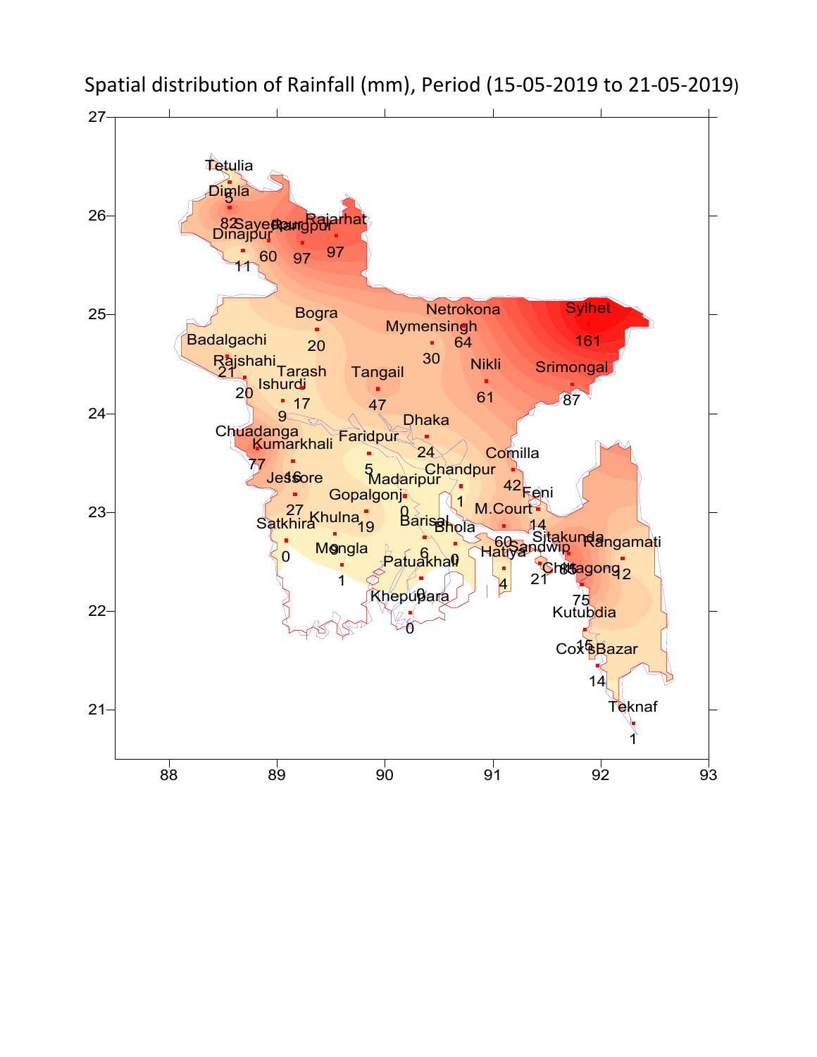Spatial distribution of Rainfall (mm), Period (15-05-2019 to 21-05-2019)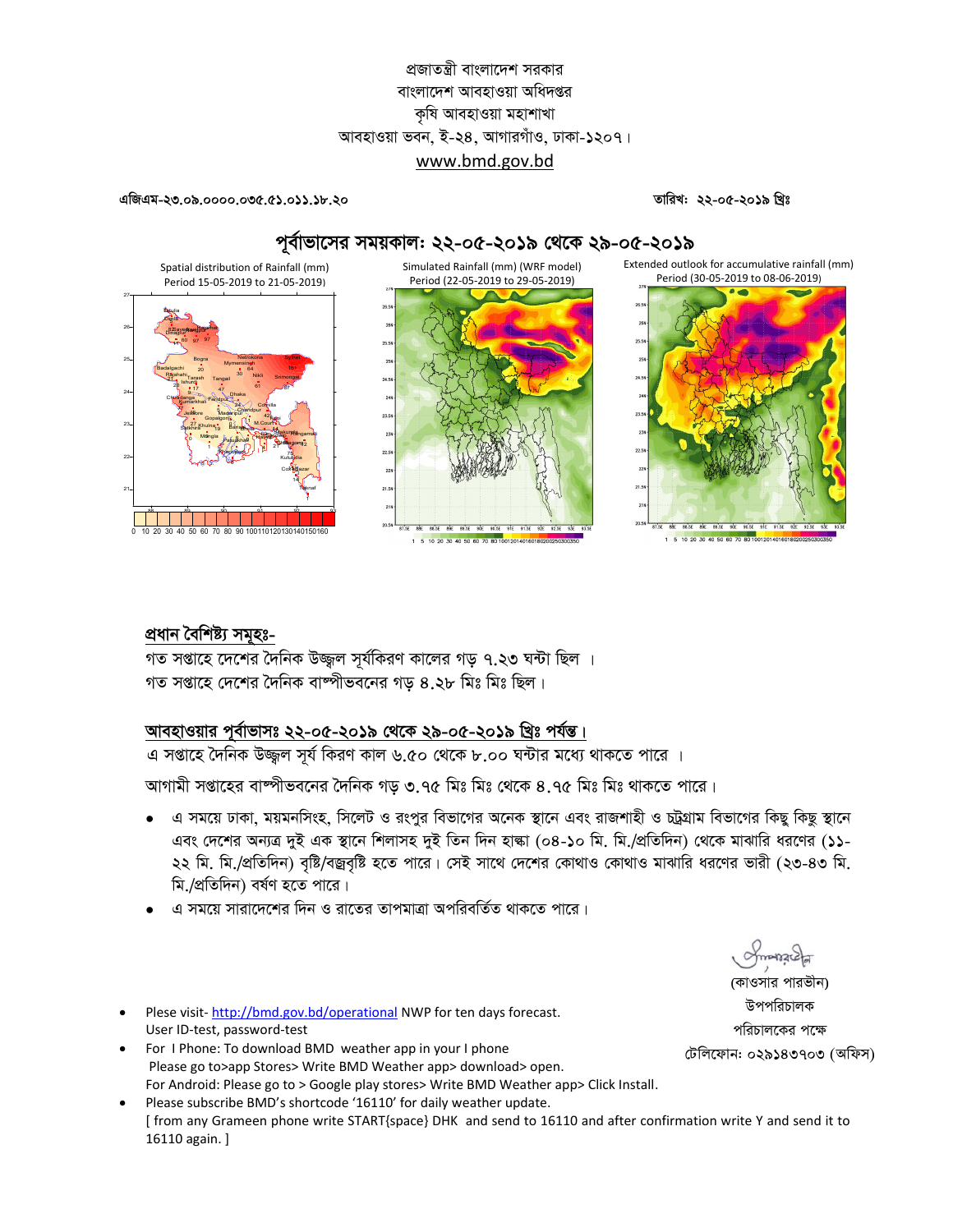প্রজাতন্ত্রী বাংলাদেশ সরকার
বাংলাদেশ আবহাওয়া অধিদপ্তর
কৃষি আবহাওয়া মহাশাখা
আবহাওয়া ভবন, ই-২৪, আগারগাঁও, ঢাকা-১২০৭।
www.bmd.gov.bd

এজিএম-২৩.০৯.০০০০.০৩৫.৫১.০১১.১৮.২০

তারিখ: ২২-০৫-২০১৯ খ্রিঃ

## পূর্বাভাসের সময়কাল: ২২-০৫-২০১৯ থেকে ২৯-০৫-২০১৯

Spatial distribution of Rainfall (mm)
Period 15-05-2019 to 21-05-2019)

Simulated Rainfall (mm) (WRF model)
Period (22-05-2019 to 29-05-2019)

Extended outlook for accumulative rainfall (mm)
Period (30-05-2019 to 08-06-2019)

### প্রধান বৈশিষ্ট্য সমূহঃ-

গত সপ্তাহে দেশের দৈনিক উজ্জ্বল সূর্যকিরণ কালের গড় ৭.২৩ ঘন্টা ছিল ।
গত সপ্তাহে দেশের দৈনিক বাষ্পীভবনের গড় ৪.২৮ মিঃ মিঃ ছিল।

### আবহাওয়ার পূর্বাভাসঃ ২২-০৫-২০১৯ থেকে ২৯-০৫-২০১৯ খ্রিঃ পর্যন্ত।

এ সপ্তাহে দৈনিক উজ্জ্বল সূর্য কিরণ কাল ৬.৫০ থেকে ৮.০০ ঘন্টার মধ্যে থাকতে পারে ।

আগামী সপ্তাহের বাষ্পীভবনের দৈনিক গড় ৩.৭৫ মিঃ মিঃ থেকে ৪.৭৫ মিঃ মিঃ থাকতে পারে।

- এ সময়ে ঢাকা, ময়মনসিংহ, সিলেট ও রংপুর বিভাগের অনেক স্থানে এবং রাজশাহী ও চট্টগ্রাম বিভাগের কিছু কিছু স্থানে এবং দেশের অন্যত্র দুই এক স্থানে শিলাসহ দুই তিন দিন হাল্কা (০৪-১০ মি. মি./প্রতিদিন) থেকে মাঝারি ধরণের (১১-২২ মি. মি./প্রতিদিন) বৃষ্টি/বজ্রবৃষ্টি হতে পারে। সেই সাথে দেশের কোথাও কোথাও মাঝারি ধরণের ভারী (২৩-৪৩ মি. মি./প্রতিদিন) বর্ষণ হতে পারে।
- এ সময়ে সারাদেশের দিন ও রাতের তাপমাত্রা অপরিবর্তিত থাকতে পারে।

(কাওসার পারভীন)
উপপরিচালক
পরিচালকের পক্ষে
টেলিফোন: ০২৯১৪৩৭০৩ (অফিস)

- Plese visit- http://bmd.gov.bd/operational NWP for ten days forecast.
  User ID-test, password-test
- For I Phone: To download BMD weather app in your I phone
  Please go to>app Stores> Write BMD Weather app> download> open.
  For Android: Please go to > Google play stores> Write BMD Weather app> Click Install.
- Please subscribe BMD's shortcode '16110' for daily weather update.
  [ from any Grameen phone write START{space} DHK and send to 16110 and after confirmation write Y and send it to 16110 again. ]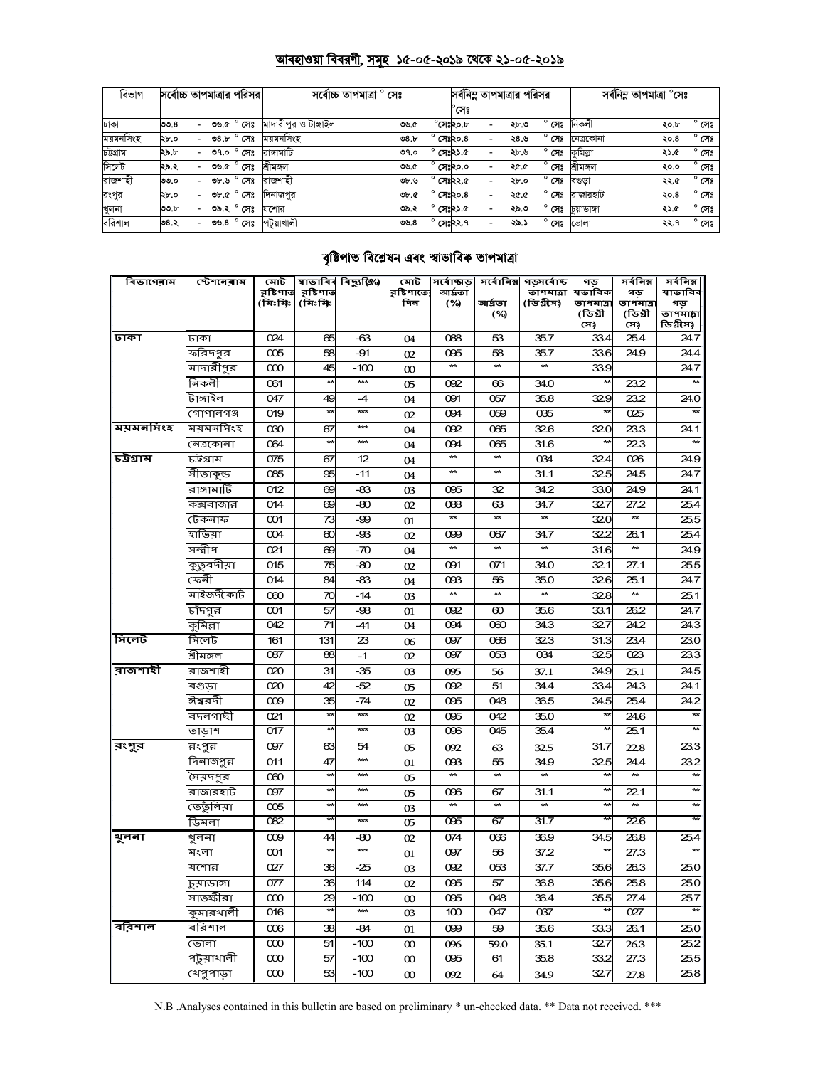## আবহাওয়া বিবরণী, সমূহ ১৫-০৫-২০১৯ থেকে ২১-০৫-২০১৯

| বিভাগ | সর্বোচ্চ তাপমাত্রার পরিসর | সর্বোচ্চ তাপমাত্রা ° সেঃ | | সর্বনিম্ন তাপমাত্রার পরিসর °সেঃ | সর্বনিম্ন তাপমাত্রা °সেঃ | |
|---|---|---|---|---|---|---|
| ঢাকা | ৩৩.৪ - ৩৬.৫ ° সেঃ | মাদারীপুর ও টাঙ্গাইল | ৩৬.৫ °সেঃ | ২০.৮ - ২৮.৩ ° সেঃ | নিকলী | ২০.৮ ° সেঃ |
| ময়মনসিংহ | ২৮.০ - ৩৪.৮ ° সেঃ | ময়মনসিংহ | ৩৪.৮ ° সেঃ | ২০.৪ - ২৪.৬ ° সেঃ | নেত্রকোনা | ২০.৪ ° সেঃ |
| চট্টগ্রাম | ২৯.৮ - ৩৭.০ ° সেঃ | রাঙ্গামাটি | ৩৭.০ ° সেঃ | ২১.৫ - ২৮.৬ ° সেঃ | কুমিল্লা | ২১.৫ ° সেঃ |
| সিলেট | ২৯.২ - ৩৬.৫ ° সেঃ | শ্রীমঙ্গল | ৩৬.৫ ° সেঃ | ২০.০ - ২৫.৫ ° সেঃ | শ্রীমঙ্গল | ২০.০ ° সেঃ |
| রাজশাহী | ৩৩.০ - ৩৮.৬ ° সেঃ | রাজশাহী | ৩৮.৬ ° সেঃ | ২২.৫ - ২৮.০ ° সেঃ | বগুড়া | ২২.৫ ° সেঃ |
| রংপুর | ২৮.০ - ৩৮.৫ ° সেঃ | দিনাজপুর | ৩৮.৫ ° সেঃ | ২০.৪ - ২৫.৫ ° সেঃ | রাজারহাট | ২০.৪ ° সেঃ |
| খুলনা | ৩৩.৮ - ৩৯.২ ° সেঃ | যশোর | ৩৯.২ ° সেঃ | ২১.৫ - ২৯.৩ ° সেঃ | চুয়াডাঙ্গা | ২১.৫ ° সেঃ |
| বরিশাল | ৩৪.২ - ৩৬.৪ ° সেঃ | পটুয়াখালী | ৩৬.৪ ° সেঃ | ২২.৭ - ২৯.১ ° সেঃ | ভোলা | ২২.৭ ° সেঃ |

## বৃষ্টিপাত বিশ্লেষন এবং স্বাভাবিক তাপমাত্রা

| বিভাগের নাম | স্টেশনের নাম | মোট বৃষ্টিপাত (মিঃমিঃ) | স্বাভাবিক বৃষ্টিপাত (মিঃমিঃ) | বিচ্যুতি(%) | মোট বৃষ্টিপাতের দিন | সর্বোচ্চ গড় আর্দ্রতা (%) | সর্বনিম্ন আর্দ্রতা (%) | গড় সর্বোচ্চ তাপমাত্রা (ডিগ্রী সেঃ) | গড় স্বাভাবিক তাপমাত্রা (ডিগ্রী সেঃ) | সর্বনিম্ন গড় তাপমাত্রা (ডিগ্রী সেঃ) | সর্বনিম্ন স্বাভাবিক গড় তাপমাত্রা (ডিগ্রী সেঃ) |
|---|---|---|---|---|---|---|---|---|---|---|---|
| ঢাকা | ঢাকা | 024 | 65 | -63 | 04 | 088 | 53 | 35.7 | 33.4 | 25.4 | 24.7 |
| | ফরিদপুর | 005 | 58 | -91 | 02 | 095 | 58 | 35.7 | 33.6 | 24.9 | 24.4 |
| | মাদারীপুর | 000 | 45 | -100 | 00 | ** | ** | ** | 33.9 | | 24.7 |
| | নিকলী | 061 | ** | *** | 05 | 092 | 66 | 34.0 | ** | 23.2 | ** |
| | টাঙ্গাইল | 047 | 49 | -4 | 04 | 091 | 057 | 35.8 | 32.9 | 23.2 | 24.0 |
| | গোপালগঞ্জ | 019 | ** | *** | 02 | 094 | 059 | 035 | ** | 025 | ** |
| ময়মনসিংহ | ময়মনসিংহ | 030 | 67 | *** | 04 | 092 | 065 | 32.6 | 32.0 | 23.3 | 24.1 |
| | নেত্রকোনা | 064 | ** | *** | 04 | 094 | 065 | 31.6 | ** | 22.3 | ** |
| চট্টগ্রাম | চট্টগ্রাম | 075 | 67 | 12 | 04 | ** | ** | 034 | 32.4 | 026 | 24.9 |
| | সীতাকুন্ড | 085 | 95 | -11 | 04 | ** | ** | 31.1 | 32.5 | 24.5 | 24.7 |
| | রাঙ্গামাটি | 012 | 69 | -83 | 03 | 095 | 32 | 34.2 | 33.0 | 24.9 | 24.1 |
| | কক্সবাজার | 014 | 69 | -80 | 02 | 088 | 63 | 34.7 | 32.7 | 27.2 | 25.4 |
| | টেকনাফ | 001 | 73 | -99 | 01 | ** | ** | ** | 32.0 | ** | 25.5 |
| | হাতিয়া | 004 | 60 | -93 | 02 | 099 | 067 | 34.7 | 32.2 | 26.1 | 25.4 |
| | সন্দ্বীপ | 021 | 69 | -70 | 04 | ** | ** | ** | 31.6 | ** | 24.9 |
| | কুতুবদীয়া | 015 | 75 | -80 | 02 | 091 | 071 | 34.0 | 32.1 | 27.1 | 25.5 |
| | ফেনী | 014 | 84 | -83 | 04 | 093 | 56 | 35.0 | 32.6 | 25.1 | 24.7 |
| | মাইজদীকোর্ট | 060 | 70 | -14 | 03 | ** | ** | ** | 32.8 | ** | 25.1 |
| | চাঁদপুর | 001 | 57 | -98 | 01 | 092 | 60 | 35.6 | 33.1 | 26.2 | 24.7 |
| | কুমিল্লা | 042 | 71 | -41 | 04 | 094 | 060 | 34.3 | 32.7 | 24.2 | 24.3 |
| সিলেট | সিলেট | 161 | 131 | 23 | 06 | 097 | 066 | 32.3 | 31.3 | 23.4 | 23.0 |
| | শ্রীমঙ্গল | 087 | 88 | -1 | 02 | 097 | 053 | 034 | 32.5 | 023 | 23.3 |
| রাজশাহী | রাজশাহী | 020 | 31 | -35 | 03 | 095 | 56 | 37.1 | 34.9 | 25.1 | 24.5 |
| | বগুড়া | 020 | 42 | -52 | 05 | 092 | 51 | 34.4 | 33.4 | 24.3 | 24.1 |
| | ঈশ্বরদী | 009 | 35 | -74 | 02 | 095 | 048 | 36.5 | 34.5 | 25.4 | 24.2 |
| | বদলগাছী | 021 | ** | *** | 02 | 095 | 042 | 35.0 | ** | 24.6 | ** |
| | তাড়াশ | 017 | ** | *** | 03 | 096 | 045 | 35.4 | ** | 25.1 | ** |
| রংপুর | রংপুর | 097 | 63 | 54 | 05 | 092 | 63 | 32.5 | 31.7 | 22.8 | 23.3 |
| | দিনাজপুর | 011 | 47 | *** | 01 | 093 | 55 | 34.9 | 32.5 | 24.4 | 23.2 |
| | সৈয়দপুর | 060 | ** | *** | 05 | ** | ** | ** | ** | ** | ** |
| | রাজারহাট | 097 | ** | *** | 05 | 096 | 67 | 31.1 | ** | 22.1 | ** |
| | তেতুঁলিয়া | 005 | ** | *** | 03 | ** | ** | ** | ** | ** | ** |
| | ডিমলা | 082 | ** | *** | 05 | 095 | 67 | 31.7 | ** | 22.6 | ** |
| খুলনা | খুলনা | 009 | 44 | -80 | 02 | 074 | 066 | 36.9 | 34.5 | 26.8 | 25.4 |
| | মংলা | 001 | ** | *** | 01 | 097 | 56 | 37.2 | ** | 27.3 | ** |
| | যশোর | 027 | 36 | -25 | 03 | 092 | 053 | 37.7 | 35.6 | 26.3 | 25.0 |
| | চুয়াডাঙ্গা | 077 | 36 | 114 | 02 | 095 | 57 | 36.8 | 35.6 | 25.8 | 25.0 |
| | সাতক্ষীরা | 000 | 29 | -100 | 00 | 095 | 048 | 36.4 | 35.5 | 27.4 | 25.7 |
| | কুমারখালী | 016 | ** | *** | 03 | 100 | 047 | 037 | ** | 027 | ** |
| বরিশাল | বরিশাল | 006 | 38 | -84 | 01 | 099 | 59 | 35.6 | 33.3 | 26.1 | 25.0 |
| | ভোলা | 000 | 51 | -100 | 00 | 096 | 59.0 | 35.1 | 32.7 | 26.3 | 25.2 |
| | পটুয়াখালী | 000 | 57 | -100 | 00 | 095 | 61 | 35.8 | 33.2 | 27.3 | 25.5 |
| | খেপুপাড়া | 000 | 53 | -100 | 00 | 092 | 64 | 34.9 | 32.7 | 27.8 | 25.8 |

N.B .Analyses contained in this bulletin are based on preliminary * un-checked data. ** Data not received. ***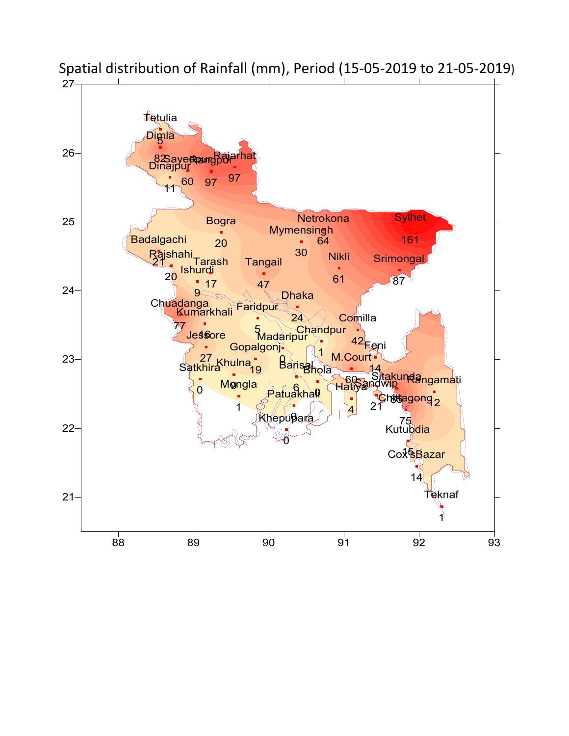Spatial distribution of Rainfall (mm), Period (15-05-2019 to 21-05-2019)

27
26
25
24
23
22
21

88
89
90
91
92
93

Tetulia
Dimla
5
82
Sayedpur
Rangpur
Rajarhat
Dinajpur
60
97
97
11
Bogra
20
Netrokona
Sylhet
Mymensingh
64
161
Badalgachi
30
Rajshahi
21
Tarash
Nikli
Srimongal
20
Ishurdi
17
Tangail
61
87
9
47
Dhaka
Chuadanga
Kumarkhali
Faridpur
24
Comilla
77
16
5
Chandpur
Jessore
Madaripur
42
27
Gopalgonj
1
Feni
0
M.Court
14
Satkhira
Khulna
19
Barisal
Bhola
60
Sitakunda
Rangamati
0
Mongla
9
6
0
Hatiya
Sandwip
9
Chittagong
1
Patuakhali
0
4
21
85
12
Khepupara
75
0
Kutubdia
15
Cox'sBazar
14
Teknaf
1